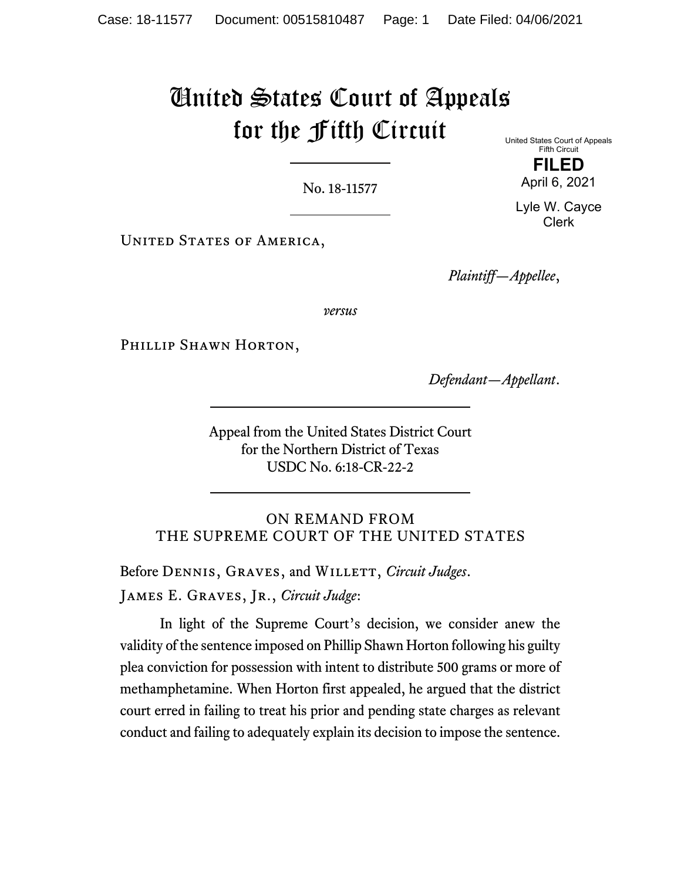# United States Court of Appeals for the Fifth Circuit

United States Court of Appeals
Fifth Circuit

**FILED**

April 6, 2021

Lyle W. Cayce
Clerk

No. 18-11577

United States of America,

*Plaintiff—Appellee*,

*versus*

Phillip Shawn Horton,

*Defendant—Appellant*.

Appeal from the United States District Court
for the Northern District of Texas
USDC No. 6:18-CR-22-2

ON REMAND FROM
THE SUPREME COURT OF THE UNITED STATES

Before Dennis, Graves, and Willett, *Circuit Judges*.

James E. Graves, Jr., *Circuit Judge*:

In light of the Supreme Court's decision, we consider anew the validity of the sentence imposed on Phillip Shawn Horton following his guilty plea conviction for possession with intent to distribute 500 grams or more of methamphetamine. When Horton first appealed, he argued that the district court erred in failing to treat his prior and pending state charges as relevant conduct and failing to adequately explain its decision to impose the sentence.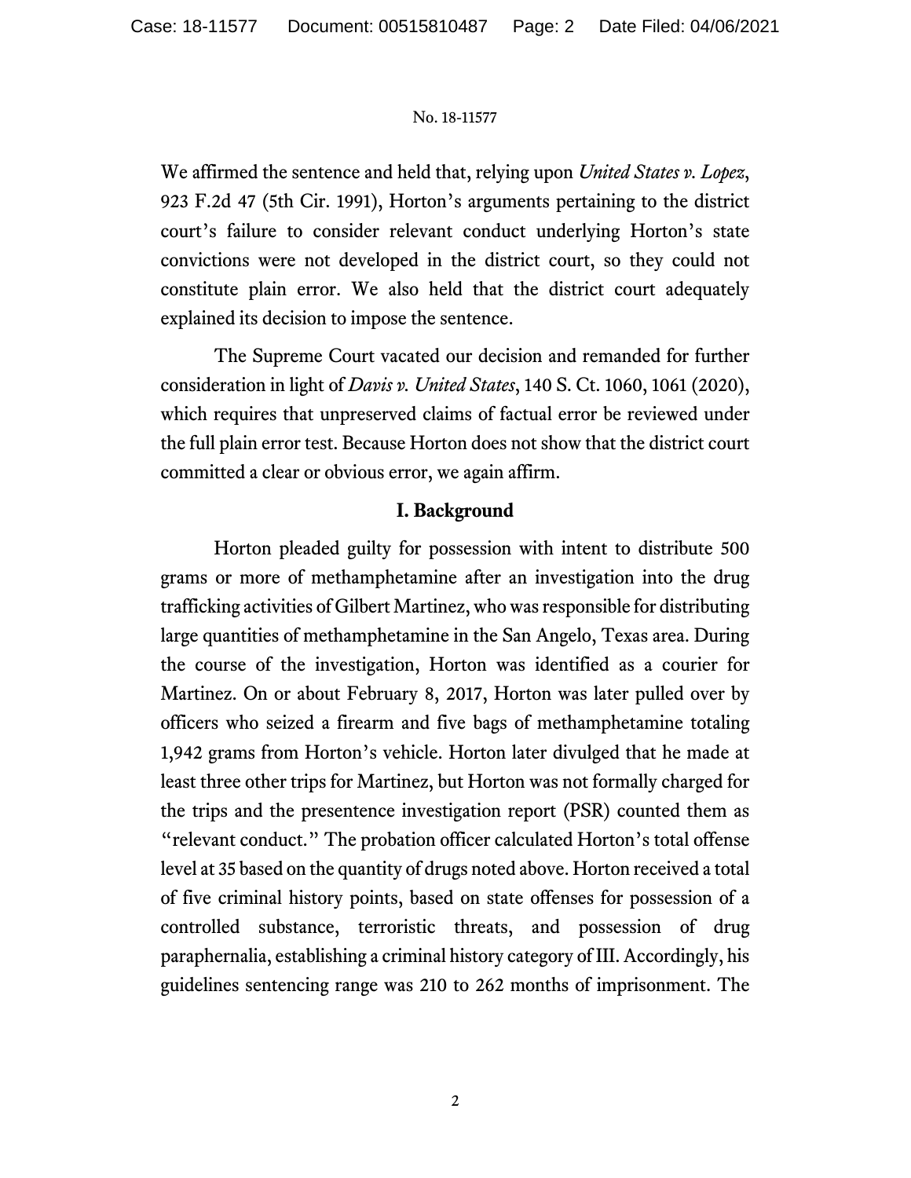We affirmed the sentence and held that, relying upon *United States v. Lopez*, 923 F.2d 47 (5th Cir. 1991), Horton's arguments pertaining to the district court's failure to consider relevant conduct underlying Horton's state convictions were not developed in the district court, so they could not constitute plain error. We also held that the district court adequately explained its decision to impose the sentence.

The Supreme Court vacated our decision and remanded for further consideration in light of *Davis v. United States*, 140 S. Ct. 1060, 1061 (2020), which requires that unpreserved claims of factual error be reviewed under the full plain error test. Because Horton does not show that the district court committed a clear or obvious error, we again affirm.

## I. Background

Horton pleaded guilty for possession with intent to distribute 500 grams or more of methamphetamine after an investigation into the drug trafficking activities of Gilbert Martinez, who was responsible for distributing large quantities of methamphetamine in the San Angelo, Texas area. During the course of the investigation, Horton was identified as a courier for Martinez. On or about February 8, 2017, Horton was later pulled over by officers who seized a firearm and five bags of methamphetamine totaling 1,942 grams from Horton's vehicle. Horton later divulged that he made at least three other trips for Martinez, but Horton was not formally charged for the trips and the presentence investigation report (PSR) counted them as "relevant conduct." The probation officer calculated Horton's total offense level at 35 based on the quantity of drugs noted above. Horton received a total of five criminal history points, based on state offenses for possession of a controlled substance, terroristic threats, and possession of drug paraphernalia, establishing a criminal history category of III. Accordingly, his guidelines sentencing range was 210 to 262 months of imprisonment. The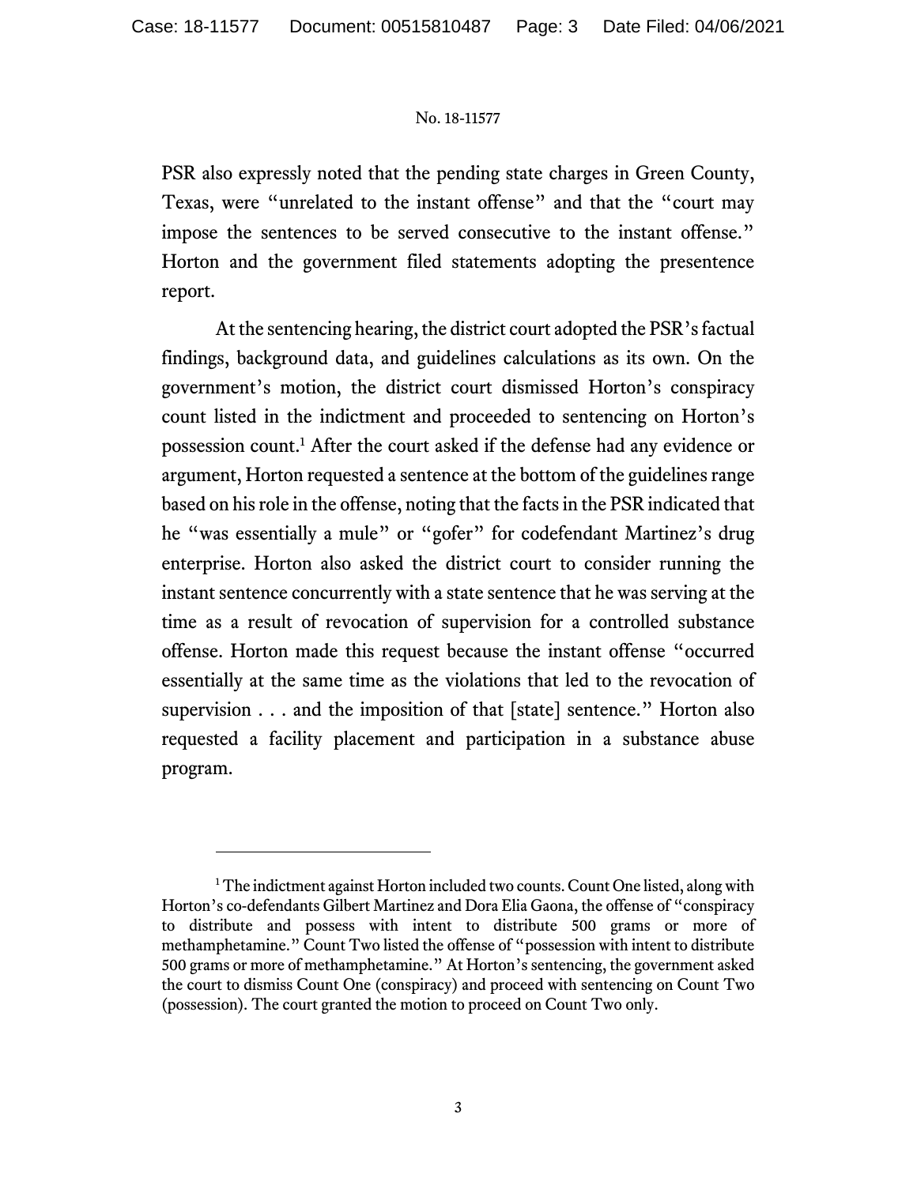PSR also expressly noted that the pending state charges in Green County, Texas, were "unrelated to the instant offense" and that the "court may impose the sentences to be served consecutive to the instant offense." Horton and the government filed statements adopting the presentence report.

At the sentencing hearing, the district court adopted the PSR's factual findings, background data, and guidelines calculations as its own. On the government's motion, the district court dismissed Horton's conspiracy count listed in the indictment and proceeded to sentencing on Horton's possession count.[1] After the court asked if the defense had any evidence or argument, Horton requested a sentence at the bottom of the guidelines range based on his role in the offense, noting that the facts in the PSR indicated that he "was essentially a mule" or "gofer" for codefendant Martinez's drug enterprise. Horton also asked the district court to consider running the instant sentence concurrently with a state sentence that he was serving at the time as a result of revocation of supervision for a controlled substance offense. Horton made this request because the instant offense "occurred essentially at the same time as the violations that led to the revocation of supervision . . . and the imposition of that [state] sentence." Horton also requested a facility placement and participation in a substance abuse program.

---

[1] The indictment against Horton included two counts. Count One listed, along with Horton's co-defendants Gilbert Martinez and Dora Elia Gaona, the offense of "conspiracy to distribute and possess with intent to distribute 500 grams or more of methamphetamine." Count Two listed the offense of "possession with intent to distribute 500 grams or more of methamphetamine." At Horton's sentencing, the government asked the court to dismiss Count One (conspiracy) and proceed with sentencing on Count Two (possession). The court granted the motion to proceed on Count Two only.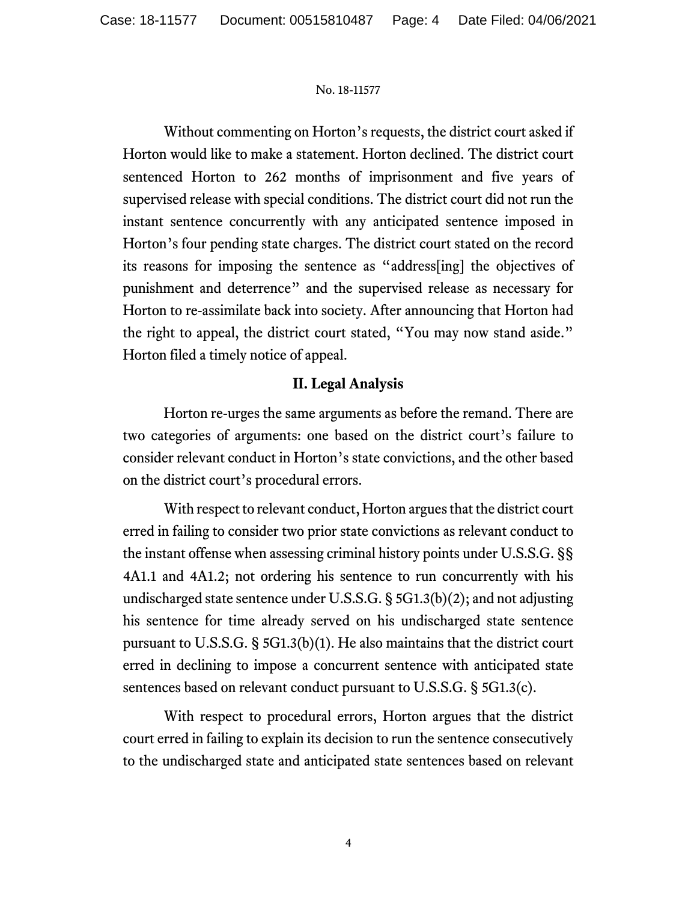Without commenting on Horton's requests, the district court asked if Horton would like to make a statement. Horton declined. The district court sentenced Horton to 262 months of imprisonment and five years of supervised release with special conditions. The district court did not run the instant sentence concurrently with any anticipated sentence imposed in Horton's four pending state charges. The district court stated on the record its reasons for imposing the sentence as "address[ing] the objectives of punishment and deterrence" and the supervised release as necessary for Horton to re-assimilate back into society. After announcing that Horton had the right to appeal, the district court stated, "You may now stand aside." Horton filed a timely notice of appeal.

## II. Legal Analysis

Horton re-urges the same arguments as before the remand. There are two categories of arguments: one based on the district court's failure to consider relevant conduct in Horton's state convictions, and the other based on the district court's procedural errors.

With respect to relevant conduct, Horton argues that the district court erred in failing to consider two prior state convictions as relevant conduct to the instant offense when assessing criminal history points under U.S.S.G. §§ 4A1.1 and 4A1.2; not ordering his sentence to run concurrently with his undischarged state sentence under U.S.S.G. § 5G1.3(b)(2); and not adjusting his sentence for time already served on his undischarged state sentence pursuant to U.S.S.G. § 5G1.3(b)(1). He also maintains that the district court erred in declining to impose a concurrent sentence with anticipated state sentences based on relevant conduct pursuant to U.S.S.G. § 5G1.3(c).

With respect to procedural errors, Horton argues that the district court erred in failing to explain its decision to run the sentence consecutively to the undischarged state and anticipated state sentences based on relevant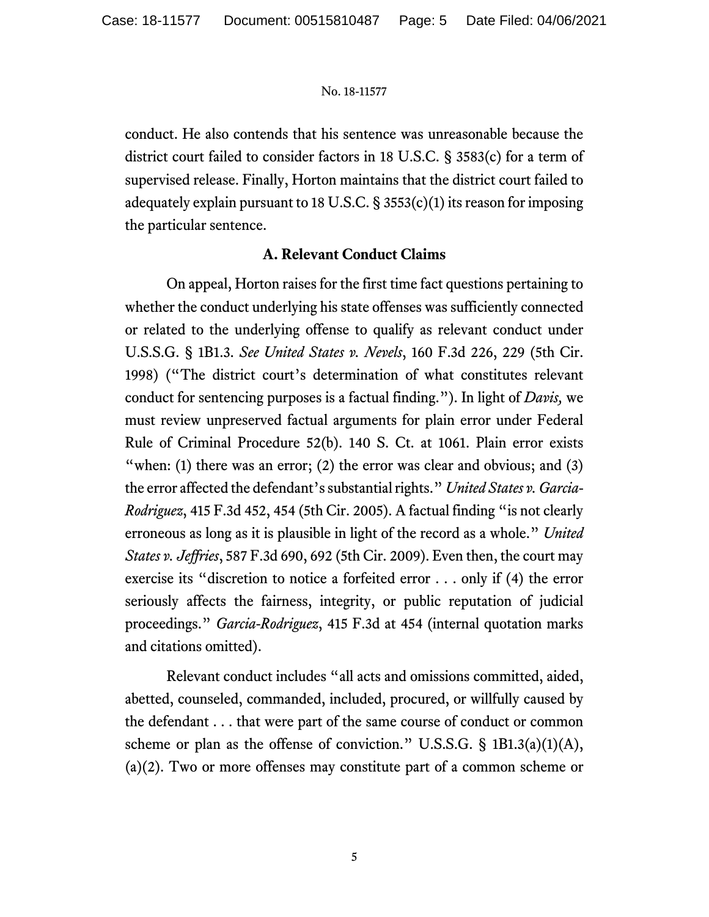conduct. He also contends that his sentence was unreasonable because the district court failed to consider factors in 18 U.S.C. § 3583(c) for a term of supervised release. Finally, Horton maintains that the district court failed to adequately explain pursuant to 18 U.S.C. § 3553(c)(1) its reason for imposing the particular sentence.

### A. Relevant Conduct Claims

On appeal, Horton raises for the first time fact questions pertaining to whether the conduct underlying his state offenses was sufficiently connected or related to the underlying offense to qualify as relevant conduct under U.S.S.G. § 1B1.3. *See United States v. Nevels*, 160 F.3d 226, 229 (5th Cir. 1998) ("The district court's determination of what constitutes relevant conduct for sentencing purposes is a factual finding."). In light of *Davis,* we must review unpreserved factual arguments for plain error under Federal Rule of Criminal Procedure 52(b). 140 S. Ct. at 1061. Plain error exists "when: (1) there was an error; (2) the error was clear and obvious; and (3) the error affected the defendant's substantial rights." *United States v. Garcia-Rodriguez*, 415 F.3d 452, 454 (5th Cir. 2005). A factual finding "is not clearly erroneous as long as it is plausible in light of the record as a whole." *United States v. Jeffries*, 587 F.3d 690, 692 (5th Cir. 2009). Even then, the court may exercise its "discretion to notice a forfeited error . . . only if (4) the error seriously affects the fairness, integrity, or public reputation of judicial proceedings." *Garcia-Rodriguez*, 415 F.3d at 454 (internal quotation marks and citations omitted).

Relevant conduct includes "all acts and omissions committed, aided, abetted, counseled, commanded, included, procured, or willfully caused by the defendant . . . that were part of the same course of conduct or common scheme or plan as the offense of conviction." U.S.S.G. § 1B1.3(a)(1)(A), (a)(2). Two or more offenses may constitute part of a common scheme or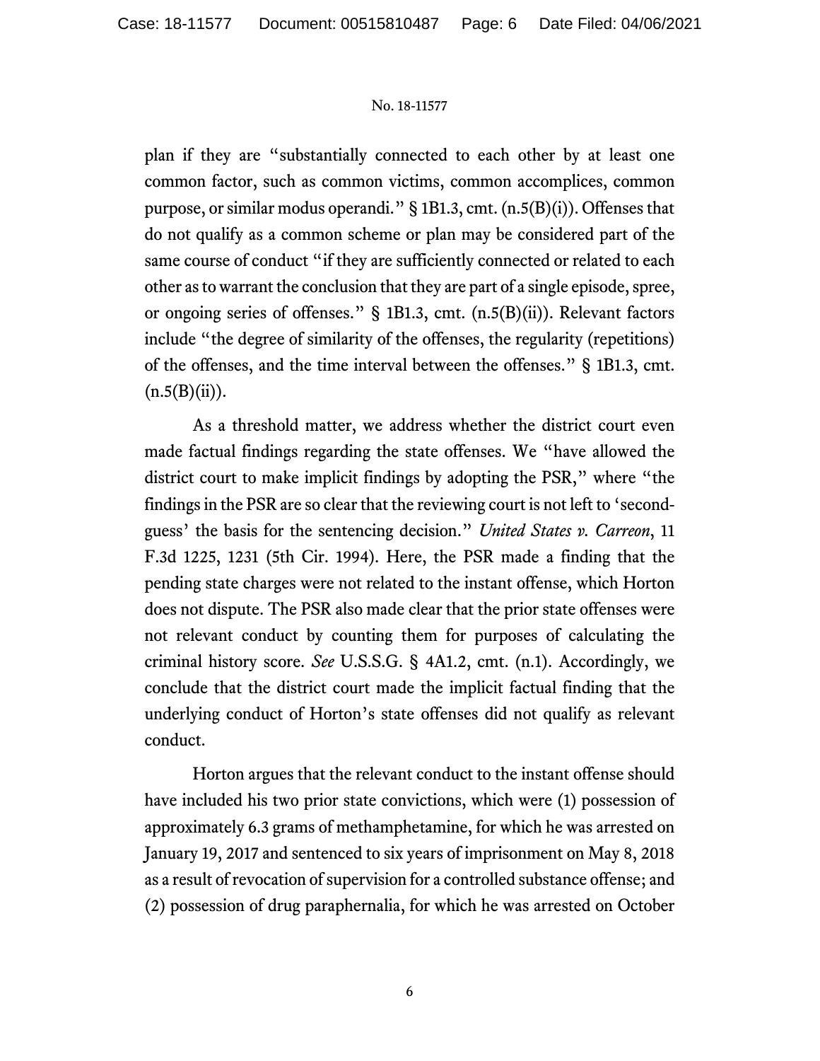plan if they are "substantially connected to each other by at least one common factor, such as common victims, common accomplices, common purpose, or similar modus operandi." § 1B1.3, cmt. (n.5(B)(i)). Offenses that do not qualify as a common scheme or plan may be considered part of the same course of conduct "if they are sufficiently connected or related to each other as to warrant the conclusion that they are part of a single episode, spree, or ongoing series of offenses." § 1B1.3, cmt. (n.5(B)(ii)). Relevant factors include "the degree of similarity of the offenses, the regularity (repetitions) of the offenses, and the time interval between the offenses." § 1B1.3, cmt. (n.5(B)(ii)).

As a threshold matter, we address whether the district court even made factual findings regarding the state offenses. We "have allowed the district court to make implicit findings by adopting the PSR," where "the findings in the PSR are so clear that the reviewing court is not left to 'second-guess' the basis for the sentencing decision." *United States v. Carreon*, 11 F.3d 1225, 1231 (5th Cir. 1994). Here, the PSR made a finding that the pending state charges were not related to the instant offense, which Horton does not dispute. The PSR also made clear that the prior state offenses were not relevant conduct by counting them for purposes of calculating the criminal history score. *See* U.S.S.G. § 4A1.2, cmt. (n.1). Accordingly, we conclude that the district court made the implicit factual finding that the underlying conduct of Horton's state offenses did not qualify as relevant conduct.

Horton argues that the relevant conduct to the instant offense should have included his two prior state convictions, which were (1) possession of approximately 6.3 grams of methamphetamine, for which he was arrested on January 19, 2017 and sentenced to six years of imprisonment on May 8, 2018 as a result of revocation of supervision for a controlled substance offense; and (2) possession of drug paraphernalia, for which he was arrested on October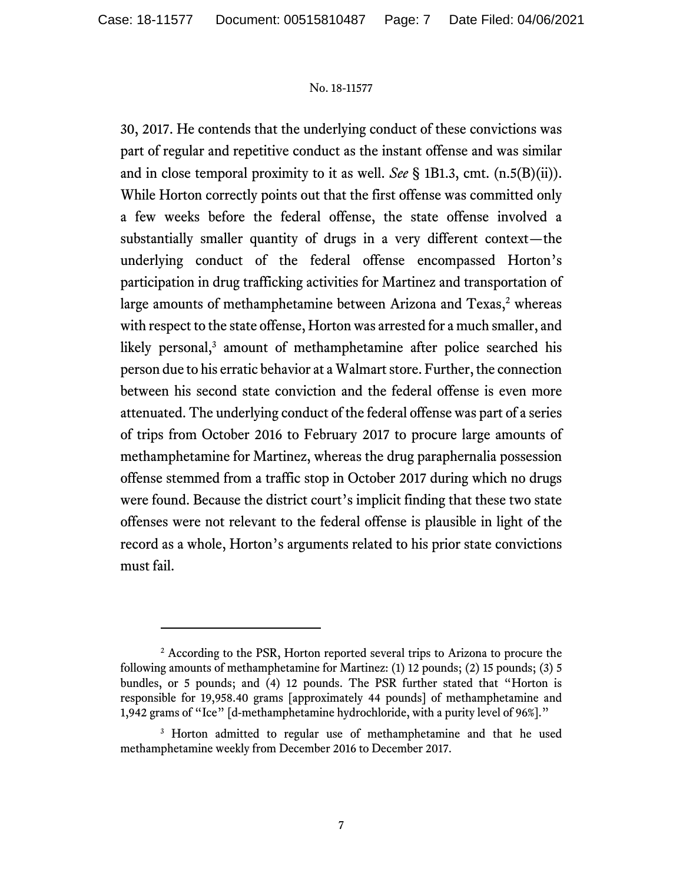30, 2017. He contends that the underlying conduct of these convictions was part of regular and repetitive conduct as the instant offense and was similar and in close temporal proximity to it as well. *See* § 1B1.3, cmt. (n.5(B)(ii)). While Horton correctly points out that the first offense was committed only a few weeks before the federal offense, the state offense involved a substantially smaller quantity of drugs in a very different context—the underlying conduct of the federal offense encompassed Horton's participation in drug trafficking activities for Martinez and transportation of large amounts of methamphetamine between Arizona and Texas,[2] whereas with respect to the state offense, Horton was arrested for a much smaller, and likely personal,[3] amount of methamphetamine after police searched his person due to his erratic behavior at a Walmart store. Further, the connection between his second state conviction and the federal offense is even more attenuated. The underlying conduct of the federal offense was part of a series of trips from October 2016 to February 2017 to procure large amounts of methamphetamine for Martinez, whereas the drug paraphernalia possession offense stemmed from a traffic stop in October 2017 during which no drugs were found. Because the district court's implicit finding that these two state offenses were not relevant to the federal offense is plausible in light of the record as a whole, Horton's arguments related to his prior state convictions must fail.

---

[2] According to the PSR, Horton reported several trips to Arizona to procure the following amounts of methamphetamine for Martinez: (1) 12 pounds; (2) 15 pounds; (3) 5 bundles, or 5 pounds; and (4) 12 pounds. The PSR further stated that "Horton is responsible for 19,958.40 grams [approximately 44 pounds] of methamphetamine and 1,942 grams of "Ice" [d-methamphetamine hydrochloride, with a purity level of 96%]."

[3] Horton admitted to regular use of methamphetamine and that he used methamphetamine weekly from December 2016 to December 2017.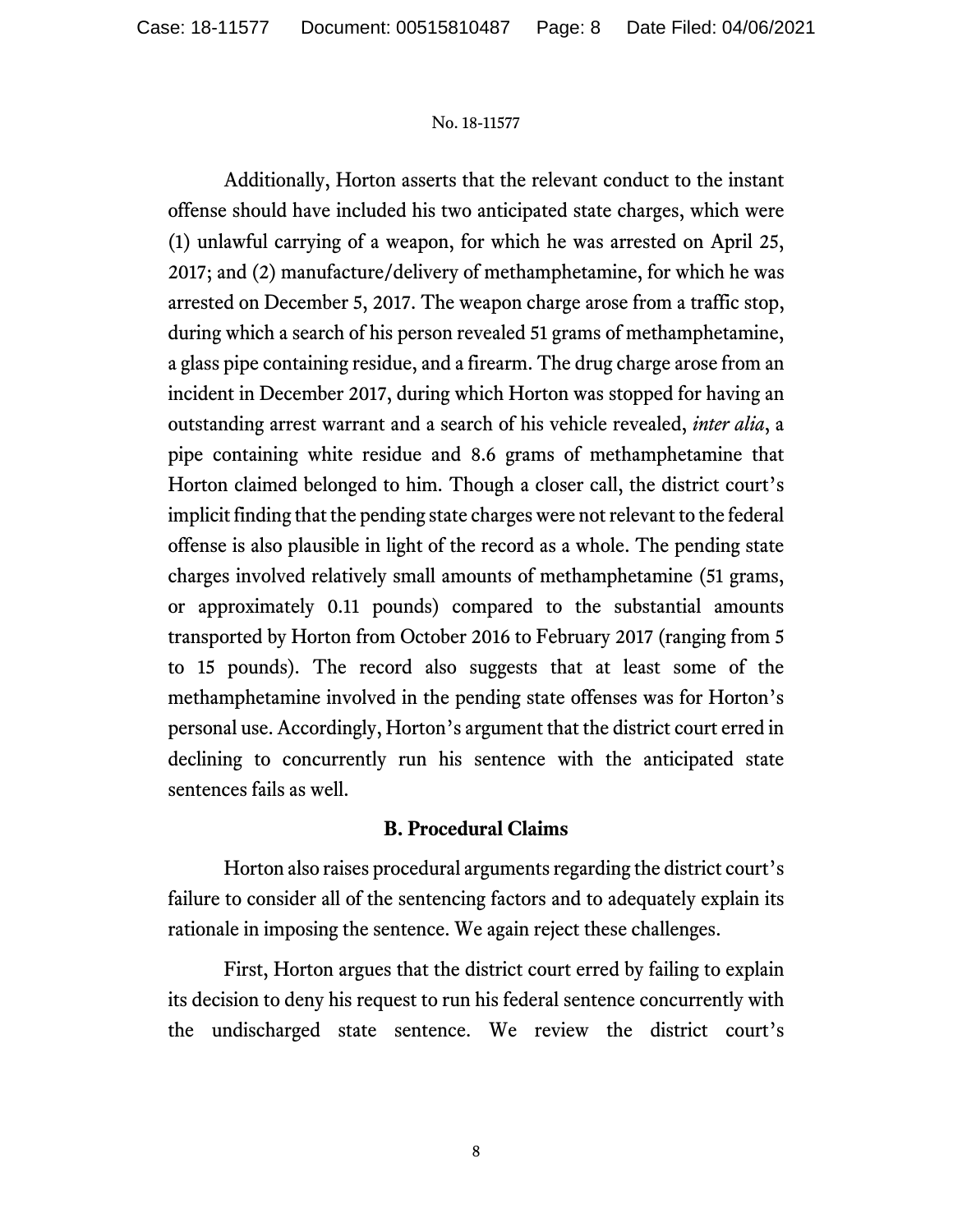Additionally, Horton asserts that the relevant conduct to the instant offense should have included his two anticipated state charges, which were (1) unlawful carrying of a weapon, for which he was arrested on April 25, 2017; and (2) manufacture/delivery of methamphetamine, for which he was arrested on December 5, 2017. The weapon charge arose from a traffic stop, during which a search of his person revealed 51 grams of methamphetamine, a glass pipe containing residue, and a firearm. The drug charge arose from an incident in December 2017, during which Horton was stopped for having an outstanding arrest warrant and a search of his vehicle revealed, *inter alia*, a pipe containing white residue and 8.6 grams of methamphetamine that Horton claimed belonged to him. Though a closer call, the district court's implicit finding that the pending state charges were not relevant to the federal offense is also plausible in light of the record as a whole. The pending state charges involved relatively small amounts of methamphetamine (51 grams, or approximately 0.11 pounds) compared to the substantial amounts transported by Horton from October 2016 to February 2017 (ranging from 5 to 15 pounds). The record also suggests that at least some of the methamphetamine involved in the pending state offenses was for Horton's personal use. Accordingly, Horton's argument that the district court erred in declining to concurrently run his sentence with the anticipated state sentences fails as well.

### B. Procedural Claims

Horton also raises procedural arguments regarding the district court's failure to consider all of the sentencing factors and to adequately explain its rationale in imposing the sentence. We again reject these challenges.

First, Horton argues that the district court erred by failing to explain its decision to deny his request to run his federal sentence concurrently with the undischarged state sentence. We review the district court's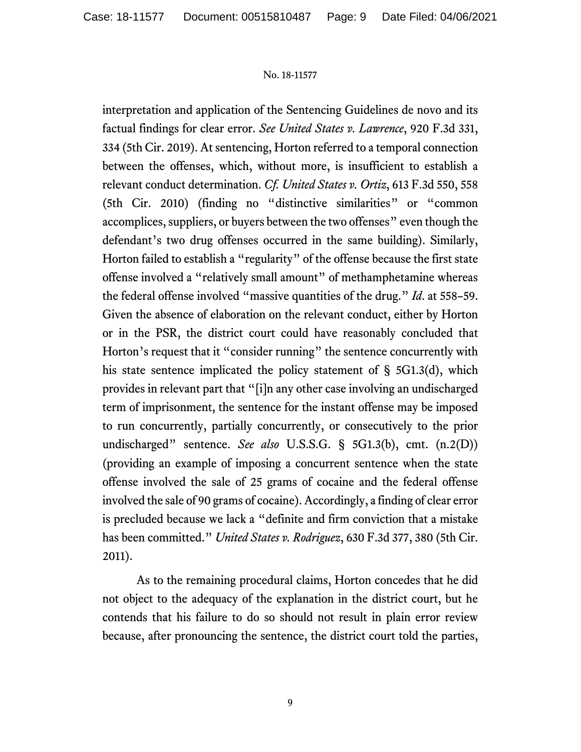interpretation and application of the Sentencing Guidelines de novo and its factual findings for clear error. *See United States v. Lawrence*, 920 F.3d 331, 334 (5th Cir. 2019). At sentencing, Horton referred to a temporal connection between the offenses, which, without more, is insufficient to establish a relevant conduct determination. *Cf. United States v. Ortiz*, 613 F.3d 550, 558 (5th Cir. 2010) (finding no "distinctive similarities" or "common accomplices, suppliers, or buyers between the two offenses" even though the defendant's two drug offenses occurred in the same building). Similarly, Horton failed to establish a "regularity" of the offense because the first state offense involved a "relatively small amount" of methamphetamine whereas the federal offense involved "massive quantities of the drug." *Id*. at 558–59. Given the absence of elaboration on the relevant conduct, either by Horton or in the PSR, the district court could have reasonably concluded that Horton's request that it "consider running" the sentence concurrently with his state sentence implicated the policy statement of § 5G1.3(d), which provides in relevant part that "[i]n any other case involving an undischarged term of imprisonment, the sentence for the instant offense may be imposed to run concurrently, partially concurrently, or consecutively to the prior undischarged" sentence. *See also* U.S.S.G. § 5G1.3(b), cmt. (n.2(D)) (providing an example of imposing a concurrent sentence when the state offense involved the sale of 25 grams of cocaine and the federal offense involved the sale of 90 grams of cocaine). Accordingly, a finding of clear error is precluded because we lack a "definite and firm conviction that a mistake has been committed." *United States v. Rodriguez*, 630 F.3d 377, 380 (5th Cir. 2011).

As to the remaining procedural claims, Horton concedes that he did not object to the adequacy of the explanation in the district court, but he contends that his failure to do so should not result in plain error review because, after pronouncing the sentence, the district court told the parties,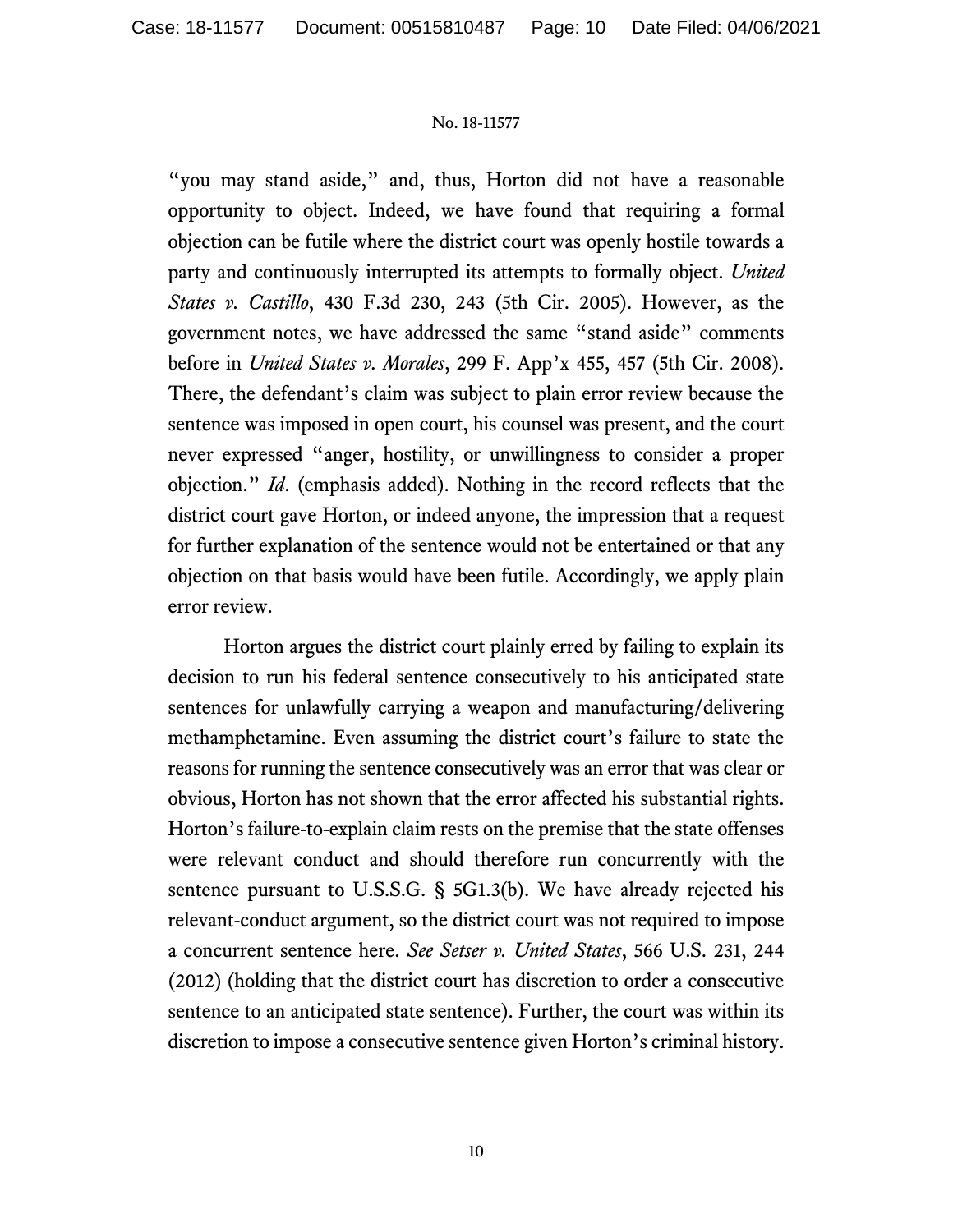"you may stand aside," and, thus, Horton did not have a reasonable opportunity to object. Indeed, we have found that requiring a formal objection can be futile where the district court was openly hostile towards a party and continuously interrupted its attempts to formally object. *United States v. Castillo*, 430 F.3d 230, 243 (5th Cir. 2005). However, as the government notes, we have addressed the same "stand aside" comments before in *United States v. Morales*, 299 F. App'x 455, 457 (5th Cir. 2008). There, the defendant's claim was subject to plain error review because the sentence was imposed in open court, his counsel was present, and the court never expressed "anger, hostility, or unwillingness to consider a proper objection." *Id*. (emphasis added). Nothing in the record reflects that the district court gave Horton, or indeed anyone, the impression that a request for further explanation of the sentence would not be entertained or that any objection on that basis would have been futile. Accordingly, we apply plain error review.

Horton argues the district court plainly erred by failing to explain its decision to run his federal sentence consecutively to his anticipated state sentences for unlawfully carrying a weapon and manufacturing/delivering methamphetamine. Even assuming the district court's failure to state the reasons for running the sentence consecutively was an error that was clear or obvious, Horton has not shown that the error affected his substantial rights. Horton's failure-to-explain claim rests on the premise that the state offenses were relevant conduct and should therefore run concurrently with the sentence pursuant to U.S.S.G. § 5G1.3(b). We have already rejected his relevant-conduct argument, so the district court was not required to impose a concurrent sentence here. *See Setser v. United States*, 566 U.S. 231, 244 (2012) (holding that the district court has discretion to order a consecutive sentence to an anticipated state sentence). Further, the court was within its discretion to impose a consecutive sentence given Horton's criminal history.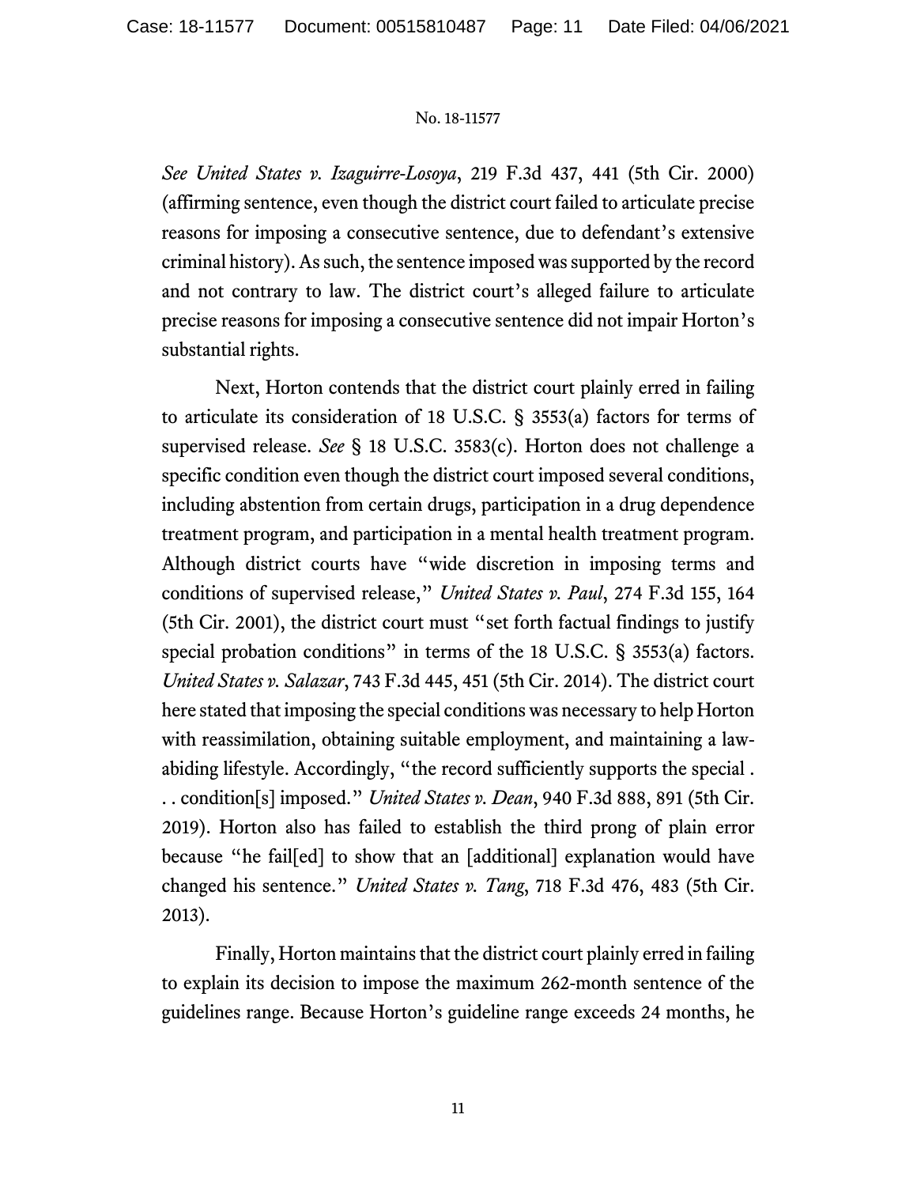*See United States v. Izaguirre-Losoya*, 219 F.3d 437, 441 (5th Cir. 2000) (affirming sentence, even though the district court failed to articulate precise reasons for imposing a consecutive sentence, due to defendant's extensive criminal history). As such, the sentence imposed was supported by the record and not contrary to law. The district court's alleged failure to articulate precise reasons for imposing a consecutive sentence did not impair Horton's substantial rights.

Next, Horton contends that the district court plainly erred in failing to articulate its consideration of 18 U.S.C. § 3553(a) factors for terms of supervised release. *See* § 18 U.S.C. 3583(c). Horton does not challenge a specific condition even though the district court imposed several conditions, including abstention from certain drugs, participation in a drug dependence treatment program, and participation in a mental health treatment program. Although district courts have "wide discretion in imposing terms and conditions of supervised release," *United States v. Paul*, 274 F.3d 155, 164 (5th Cir. 2001), the district court must "set forth factual findings to justify special probation conditions" in terms of the 18 U.S.C. § 3553(a) factors. *United States v. Salazar*, 743 F.3d 445, 451 (5th Cir. 2014). The district court here stated that imposing the special conditions was necessary to help Horton with reassimilation, obtaining suitable employment, and maintaining a law-abiding lifestyle. Accordingly, "the record sufficiently supports the special . . . condition[s] imposed." *United States v. Dean*, 940 F.3d 888, 891 (5th Cir. 2019). Horton also has failed to establish the third prong of plain error because "he fail[ed] to show that an [additional] explanation would have changed his sentence." *United States v. Tang*, 718 F.3d 476, 483 (5th Cir. 2013).

Finally, Horton maintains that the district court plainly erred in failing to explain its decision to impose the maximum 262-month sentence of the guidelines range. Because Horton's guideline range exceeds 24 months, he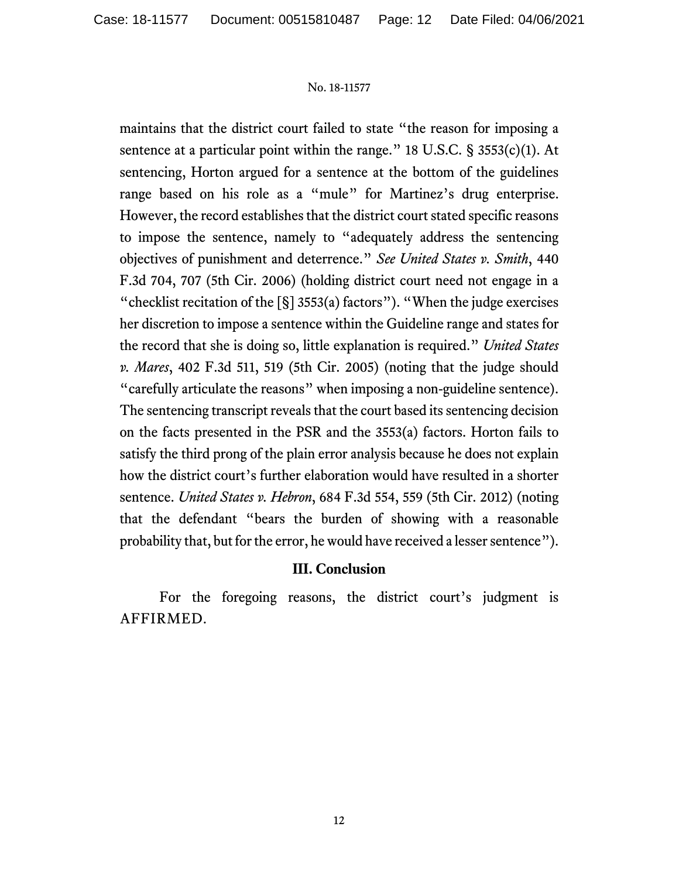maintains that the district court failed to state "the reason for imposing a sentence at a particular point within the range." 18 U.S.C. § 3553(c)(1). At sentencing, Horton argued for a sentence at the bottom of the guidelines range based on his role as a "mule" for Martinez's drug enterprise. However, the record establishes that the district court stated specific reasons to impose the sentence, namely to "adequately address the sentencing objectives of punishment and deterrence." *See United States v. Smith*, 440 F.3d 704, 707 (5th Cir. 2006) (holding district court need not engage in a "checklist recitation of the [§] 3553(a) factors"). "When the judge exercises her discretion to impose a sentence within the Guideline range and states for the record that she is doing so, little explanation is required." *United States v. Mares*, 402 F.3d 511, 519 (5th Cir. 2005) (noting that the judge should "carefully articulate the reasons" when imposing a non-guideline sentence). The sentencing transcript reveals that the court based its sentencing decision on the facts presented in the PSR and the 3553(a) factors. Horton fails to satisfy the third prong of the plain error analysis because he does not explain how the district court's further elaboration would have resulted in a shorter sentence. *United States v. Hebron*, 684 F.3d 554, 559 (5th Cir. 2012) (noting that the defendant "bears the burden of showing with a reasonable probability that, but for the error, he would have received a lesser sentence").

## III. Conclusion

For the foregoing reasons, the district court's judgment is AFFIRMED.